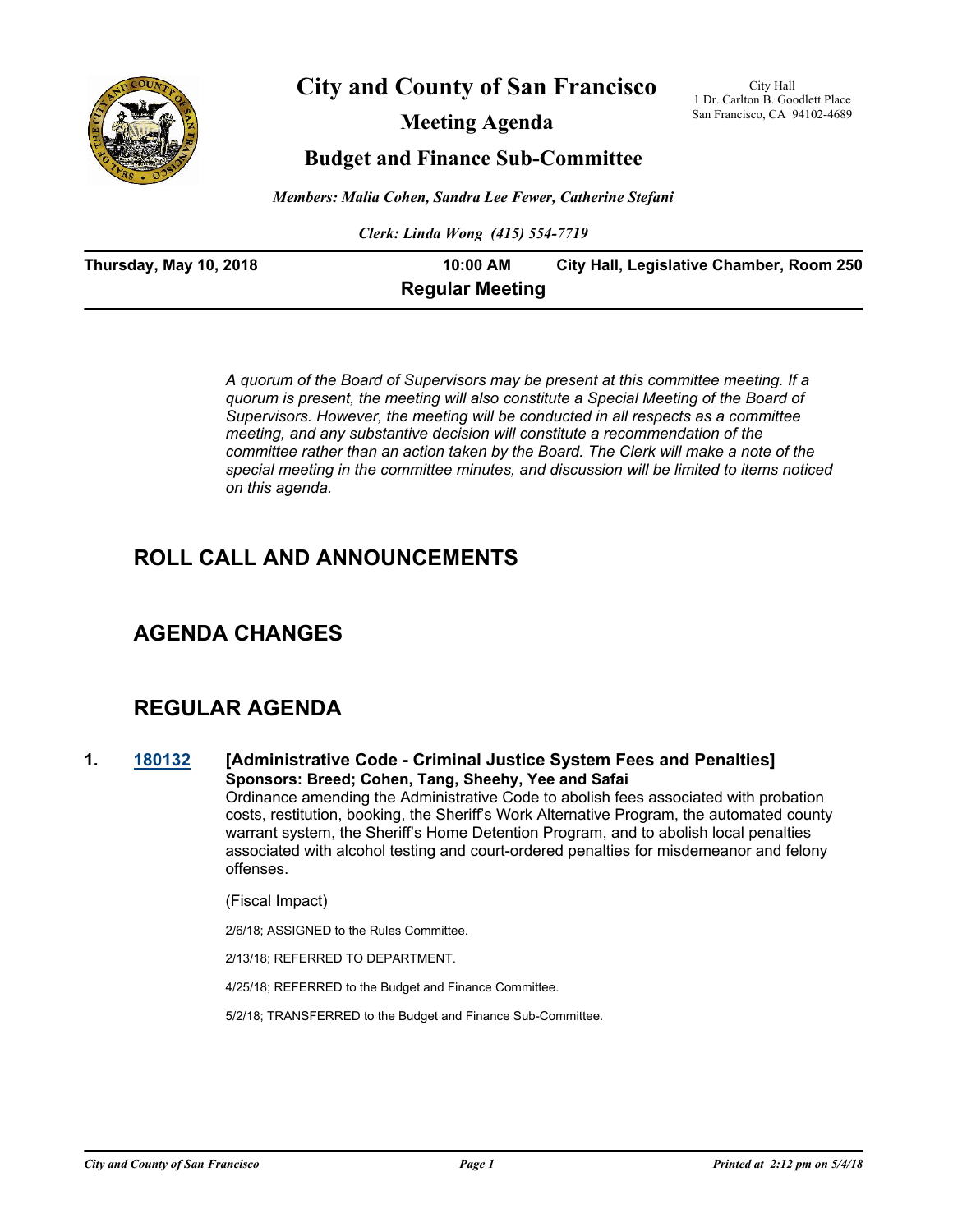# City and County of San Francisco

City Hall
1 Dr. Carlton B. Goodlett Place
San Francisco, CA 94102-4689

## Meeting Agenda

## Budget and Finance Sub-Committee

*Members: Malia Cohen, Sandra Lee Fewer, Catherine Stefani*

*Clerk: Linda Wong (415) 554-7719*

**Thursday, May 10, 2018** **10:00 AM** **City Hall, Legislative Chamber, Room 250**

**Regular Meeting**

*A quorum of the Board of Supervisors may be present at this committee meeting. If a quorum is present, the meeting will also constitute a Special Meeting of the Board of Supervisors. However, the meeting will be conducted in all respects as a committee meeting, and any substantive decision will constitute a recommendation of the committee rather than an action taken by the Board. The Clerk will make a note of the special meeting in the committee minutes, and discussion will be limited to items noticed on this agenda.*

## ROLL CALL AND ANNOUNCEMENTS

## AGENDA CHANGES

## REGULAR AGENDA

**1.** **180132** **[Administrative Code - Criminal Justice System Fees and Penalties]**
**Sponsors: Breed; Cohen, Tang, Sheehy, Yee and Safai**

Ordinance amending the Administrative Code to abolish fees associated with probation costs, restitution, booking, the Sheriff's Work Alternative Program, the automated county warrant system, the Sheriff's Home Detention Program, and to abolish local penalties associated with alcohol testing and court-ordered penalties for misdemeanor and felony offenses.

(Fiscal Impact)

2/6/18; ASSIGNED to the Rules Committee.

2/13/18; REFERRED TO DEPARTMENT.

4/25/18; REFERRED to the Budget and Finance Committee.

5/2/18; TRANSFERRED to the Budget and Finance Sub-Committee.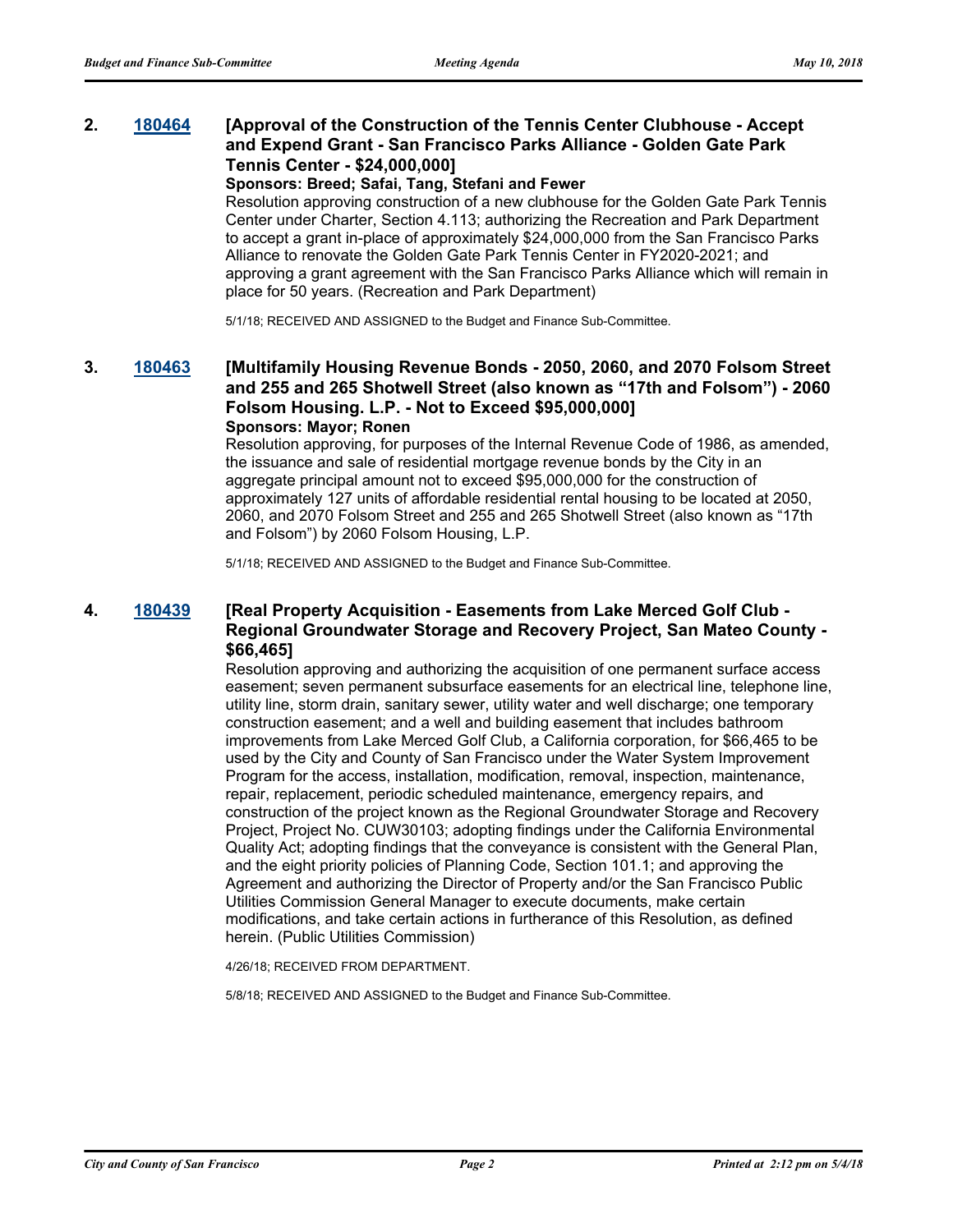**2. [180464](180464) [Approval of the Construction of the Tennis Center Clubhouse - Accept and Expend Grant - San Francisco Parks Alliance - Golden Gate Park Tennis Center - $24,000,000]**

**Sponsors: Breed; Safai, Tang, Stefani and Fewer**

Resolution approving construction of a new clubhouse for the Golden Gate Park Tennis Center under Charter, Section 4.113; authorizing the Recreation and Park Department to accept a grant in-place of approximately $24,000,000 from the San Francisco Parks Alliance to renovate the Golden Gate Park Tennis Center in FY2020-2021; and approving a grant agreement with the San Francisco Parks Alliance which will remain in place for 50 years. (Recreation and Park Department)

5/1/18; RECEIVED AND ASSIGNED to the Budget and Finance Sub-Committee.

**3. [180463](180463) [Multifamily Housing Revenue Bonds - 2050, 2060, and 2070 Folsom Street and 255 and 265 Shotwell Street (also known as "17th and Folsom") - 2060 Folsom Housing. L.P. - Not to Exceed $95,000,000]**

**Sponsors: Mayor; Ronen**

Resolution approving, for purposes of the Internal Revenue Code of 1986, as amended, the issuance and sale of residential mortgage revenue bonds by the City in an aggregate principal amount not to exceed $95,000,000 for the construction of approximately 127 units of affordable residential rental housing to be located at 2050, 2060, and 2070 Folsom Street and 255 and 265 Shotwell Street (also known as "17th and Folsom") by 2060 Folsom Housing, L.P.

5/1/18; RECEIVED AND ASSIGNED to the Budget and Finance Sub-Committee.

**4. [180439](180439) [Real Property Acquisition - Easements from Lake Merced Golf Club - Regional Groundwater Storage and Recovery Project, San Mateo County - $66,465]**

Resolution approving and authorizing the acquisition of one permanent surface access easement; seven permanent subsurface easements for an electrical line, telephone line, utility line, storm drain, sanitary sewer, utility water and well discharge; one temporary construction easement; and a well and building easement that includes bathroom improvements from Lake Merced Golf Club, a California corporation, for $66,465 to be used by the City and County of San Francisco under the Water System Improvement Program for the access, installation, modification, removal, inspection, maintenance, repair, replacement, periodic scheduled maintenance, emergency repairs, and construction of the project known as the Regional Groundwater Storage and Recovery Project, Project No. CUW30103; adopting findings under the California Environmental Quality Act; adopting findings that the conveyance is consistent with the General Plan, and the eight priority policies of Planning Code, Section 101.1; and approving the Agreement and authorizing the Director of Property and/or the San Francisco Public Utilities Commission General Manager to execute documents, make certain modifications, and take certain actions in furtherance of this Resolution, as defined herein. (Public Utilities Commission)

4/26/18; RECEIVED FROM DEPARTMENT.

5/8/18; RECEIVED AND ASSIGNED to the Budget and Finance Sub-Committee.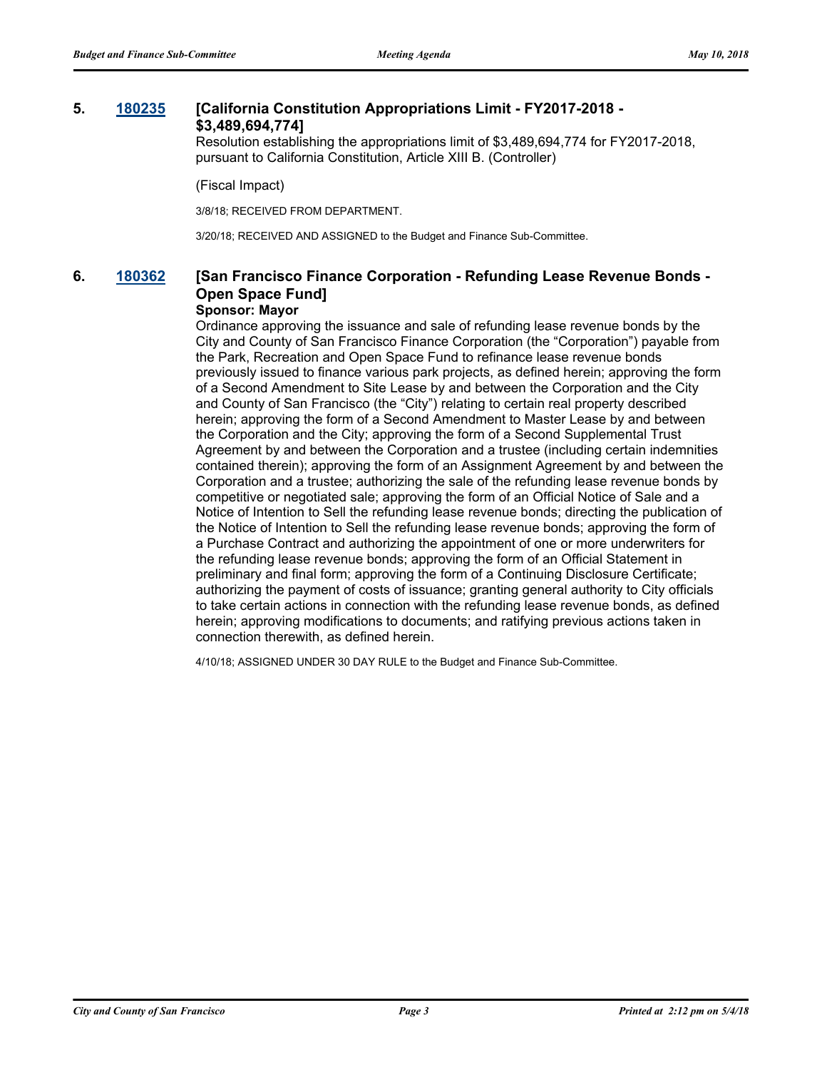**5. [180235](#) [California Constitution Appropriations Limit - FY2017-2018 - $3,489,694,774]**

Resolution establishing the appropriations limit of $3,489,694,774 for FY2017-2018, pursuant to California Constitution, Article XIII B. (Controller)

(Fiscal Impact)

3/8/18; RECEIVED FROM DEPARTMENT.

3/20/18; RECEIVED AND ASSIGNED to the Budget and Finance Sub-Committee.

**6. [180362](#) [San Francisco Finance Corporation - Refunding Lease Revenue Bonds - Open Space Fund]**

**Sponsor: Mayor**

Ordinance approving the issuance and sale of refunding lease revenue bonds by the City and County of San Francisco Finance Corporation (the "Corporation") payable from the Park, Recreation and Open Space Fund to refinance lease revenue bonds previously issued to finance various park projects, as defined herein; approving the form of a Second Amendment to Site Lease by and between the Corporation and the City and County of San Francisco (the "City") relating to certain real property described herein; approving the form of a Second Amendment to Master Lease by and between the Corporation and the City; approving the form of a Second Supplemental Trust Agreement by and between the Corporation and a trustee (including certain indemnities contained therein); approving the form of an Assignment Agreement by and between the Corporation and a trustee; authorizing the sale of the refunding lease revenue bonds by competitive or negotiated sale; approving the form of an Official Notice of Sale and a Notice of Intention to Sell the refunding lease revenue bonds; directing the publication of the Notice of Intention to Sell the refunding lease revenue bonds; approving the form of a Purchase Contract and authorizing the appointment of one or more underwriters for the refunding lease revenue bonds; approving the form of an Official Statement in preliminary and final form; approving the form of a Continuing Disclosure Certificate; authorizing the payment of costs of issuance; granting general authority to City officials to take certain actions in connection with the refunding lease revenue bonds, as defined herein; approving modifications to documents; and ratifying previous actions taken in connection therewith, as defined herein.

4/10/18; ASSIGNED UNDER 30 DAY RULE to the Budget and Finance Sub-Committee.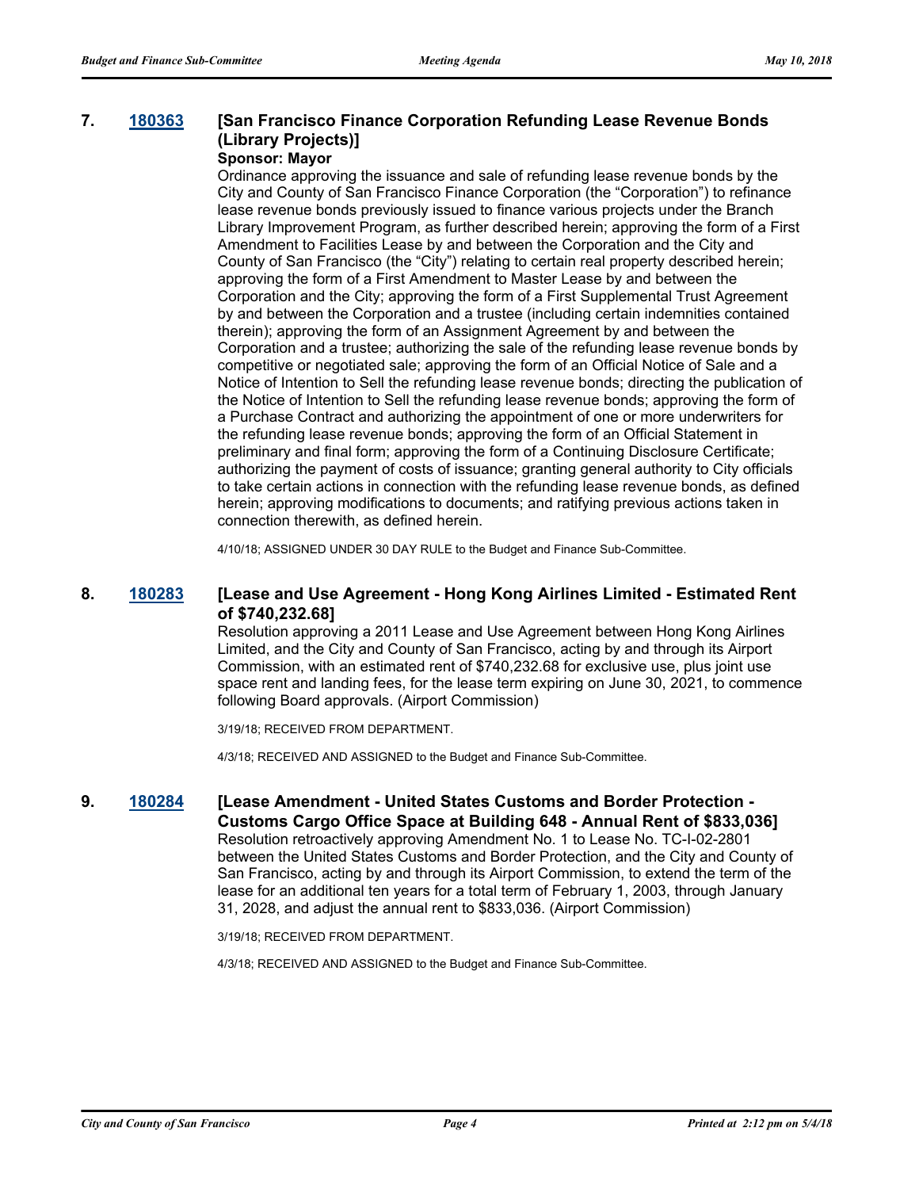### 7. 180363 [San Francisco Finance Corporation Refunding Lease Revenue Bonds (Library Projects)]

**Sponsor: Mayor**

Ordinance approving the issuance and sale of refunding lease revenue bonds by the City and County of San Francisco Finance Corporation (the "Corporation") to refinance lease revenue bonds previously issued to finance various projects under the Branch Library Improvement Program, as further described herein; approving the form of a First Amendment to Facilities Lease by and between the Corporation and the City and County of San Francisco (the "City") relating to certain real property described herein; approving the form of a First Amendment to Master Lease by and between the Corporation and the City; approving the form of a First Supplemental Trust Agreement by and between the Corporation and a trustee (including certain indemnities contained therein); approving the form of an Assignment Agreement by and between the Corporation and a trustee; authorizing the sale of the refunding lease revenue bonds by competitive or negotiated sale; approving the form of an Official Notice of Sale and a Notice of Intention to Sell the refunding lease revenue bonds; directing the publication of the Notice of Intention to Sell the refunding lease revenue bonds; approving the form of a Purchase Contract and authorizing the appointment of one or more underwriters for the refunding lease revenue bonds; approving the form of an Official Statement in preliminary and final form; approving the form of a Continuing Disclosure Certificate; authorizing the payment of costs of issuance; granting general authority to City officials to take certain actions in connection with the refunding lease revenue bonds, as defined herein; approving modifications to documents; and ratifying previous actions taken in connection therewith, as defined herein.

4/10/18; ASSIGNED UNDER 30 DAY RULE to the Budget and Finance Sub-Committee.

### 8. 180283 [Lease and Use Agreement - Hong Kong Airlines Limited - Estimated Rent of $740,232.68]

Resolution approving a 2011 Lease and Use Agreement between Hong Kong Airlines Limited, and the City and County of San Francisco, acting by and through its Airport Commission, with an estimated rent of $740,232.68 for exclusive use, plus joint use space rent and landing fees, for the lease term expiring on June 30, 2021, to commence following Board approvals. (Airport Commission)

3/19/18; RECEIVED FROM DEPARTMENT.

4/3/18; RECEIVED AND ASSIGNED to the Budget and Finance Sub-Committee.

### 9. 180284 [Lease Amendment - United States Customs and Border Protection - Customs Cargo Office Space at Building 648 - Annual Rent of $833,036]

Resolution retroactively approving Amendment No. 1 to Lease No. TC-I-02-2801 between the United States Customs and Border Protection, and the City and County of San Francisco, acting by and through its Airport Commission, to extend the term of the lease for an additional ten years for a total term of February 1, 2003, through January 31, 2028, and adjust the annual rent to $833,036. (Airport Commission)

3/19/18; RECEIVED FROM DEPARTMENT.

4/3/18; RECEIVED AND ASSIGNED to the Budget and Finance Sub-Committee.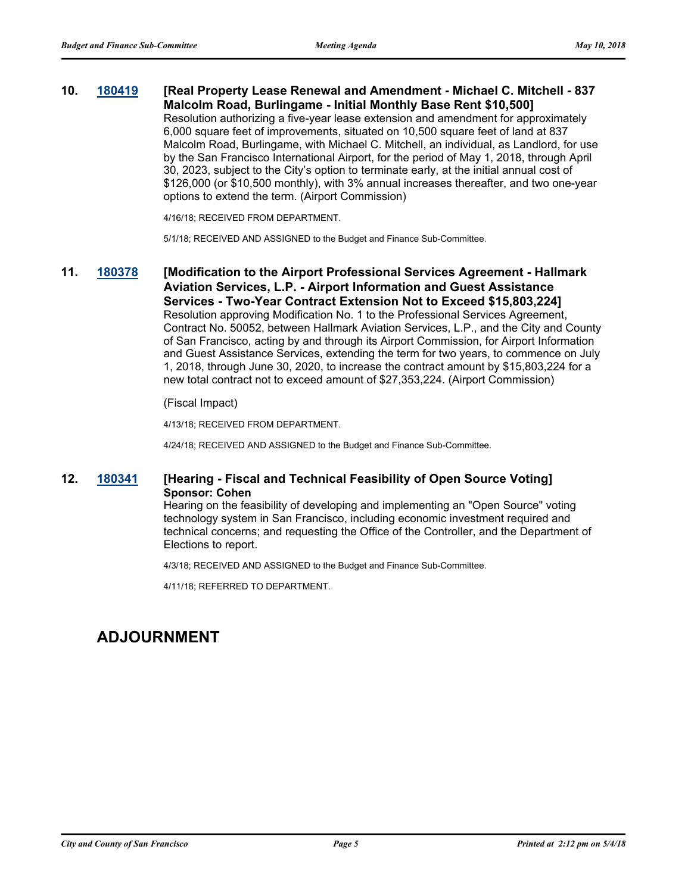**10.** **180419** **[Real Property Lease Renewal and Amendment - Michael C. Mitchell - 837 Malcolm Road, Burlingame - Initial Monthly Base Rent $10,500]**

Resolution authorizing a five-year lease extension and amendment for approximately 6,000 square feet of improvements, situated on 10,500 square feet of land at 837 Malcolm Road, Burlingame, with Michael C. Mitchell, an individual, as Landlord, for use by the San Francisco International Airport, for the period of May 1, 2018, through April 30, 2023, subject to the City's option to terminate early, at the initial annual cost of $126,000 (or $10,500 monthly), with 3% annual increases thereafter, and two one-year options to extend the term. (Airport Commission)

4/16/18; RECEIVED FROM DEPARTMENT.

5/1/18; RECEIVED AND ASSIGNED to the Budget and Finance Sub-Committee.

**11.** **180378** **[Modification to the Airport Professional Services Agreement - Hallmark Aviation Services, L.P. - Airport Information and Guest Assistance Services - Two-Year Contract Extension Not to Exceed $15,803,224]**

Resolution approving Modification No. 1 to the Professional Services Agreement, Contract No. 50052, between Hallmark Aviation Services, L.P., and the City and County of San Francisco, acting by and through its Airport Commission, for Airport Information and Guest Assistance Services, extending the term for two years, to commence on July 1, 2018, through June 30, 2020, to increase the contract amount by $15,803,224 for a new total contract not to exceed amount of $27,353,224. (Airport Commission)

(Fiscal Impact)

4/13/18; RECEIVED FROM DEPARTMENT.

4/24/18; RECEIVED AND ASSIGNED to the Budget and Finance Sub-Committee.

**12.** **180341** **[Hearing - Fiscal and Technical Feasibility of Open Source Voting]**
**Sponsor: Cohen**

Hearing on the feasibility of developing and implementing an "Open Source" voting technology system in San Francisco, including economic investment required and technical concerns; and requesting the Office of the Controller, and the Department of Elections to report.

4/3/18; RECEIVED AND ASSIGNED to the Budget and Finance Sub-Committee.

4/11/18; REFERRED TO DEPARTMENT.

## ADJOURNMENT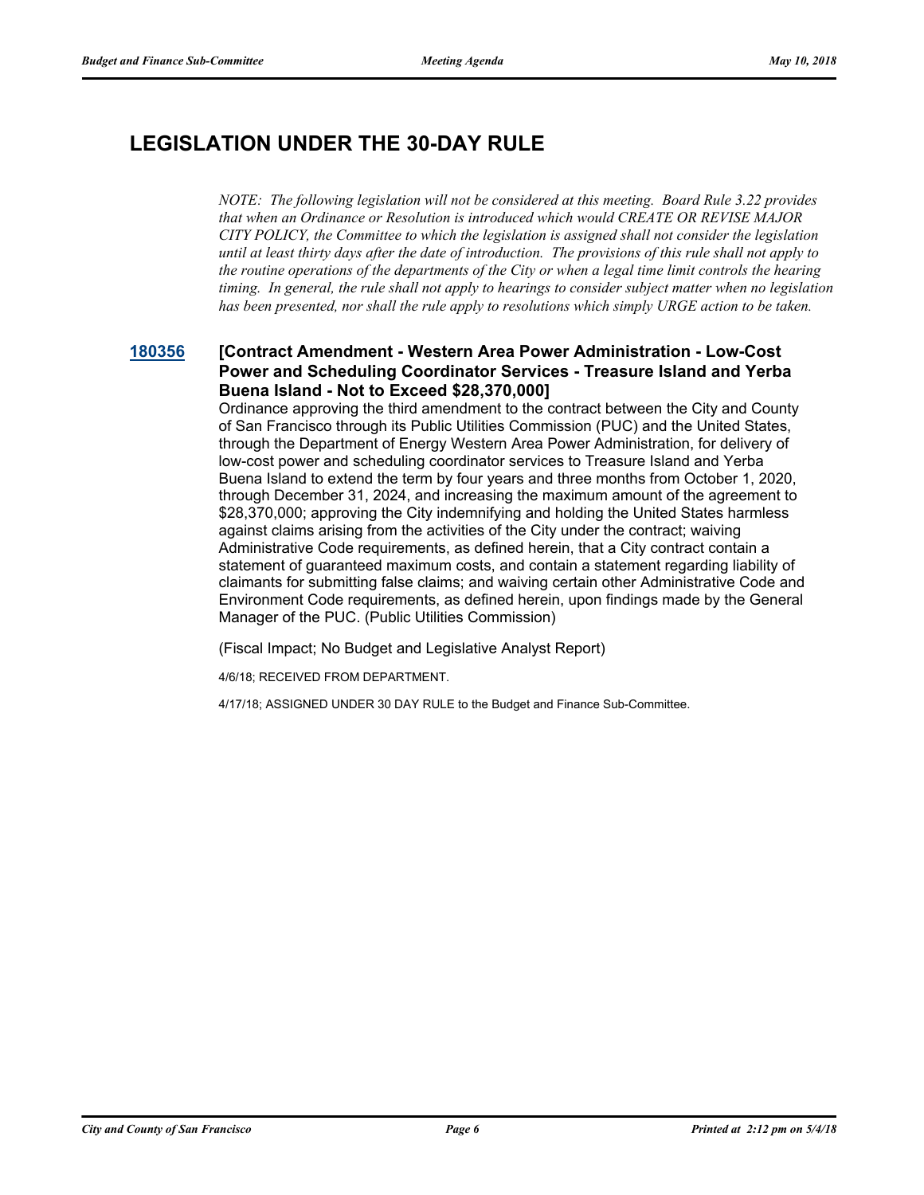## LEGISLATION UNDER THE 30-DAY RULE

*NOTE: The following legislation will not be considered at this meeting. Board Rule 3.22 provides that when an Ordinance or Resolution is introduced which would CREATE OR REVISE MAJOR CITY POLICY, the Committee to which the legislation is assigned shall not consider the legislation until at least thirty days after the date of introduction. The provisions of this rule shall not apply to the routine operations of the departments of the City or when a legal time limit controls the hearing timing. In general, the rule shall not apply to hearings to consider subject matter when no legislation has been presented, nor shall the rule apply to resolutions which simply URGE action to be taken.*

**180356 [Contract Amendment - Western Area Power Administration - Low-Cost Power and Scheduling Coordinator Services - Treasure Island and Yerba Buena Island - Not to Exceed $28,370,000]**

Ordinance approving the third amendment to the contract between the City and County of San Francisco through its Public Utilities Commission (PUC) and the United States, through the Department of Energy Western Area Power Administration, for delivery of low-cost power and scheduling coordinator services to Treasure Island and Yerba Buena Island to extend the term by four years and three months from October 1, 2020, through December 31, 2024, and increasing the maximum amount of the agreement to $28,370,000; approving the City indemnifying and holding the United States harmless against claims arising from the activities of the City under the contract; waiving Administrative Code requirements, as defined herein, that a City contract contain a statement of guaranteed maximum costs, and contain a statement regarding liability of claimants for submitting false claims; and waiving certain other Administrative Code and Environment Code requirements, as defined herein, upon findings made by the General Manager of the PUC. (Public Utilities Commission)

(Fiscal Impact; No Budget and Legislative Analyst Report)

4/6/18; RECEIVED FROM DEPARTMENT.

4/17/18; ASSIGNED UNDER 30 DAY RULE to the Budget and Finance Sub-Committee.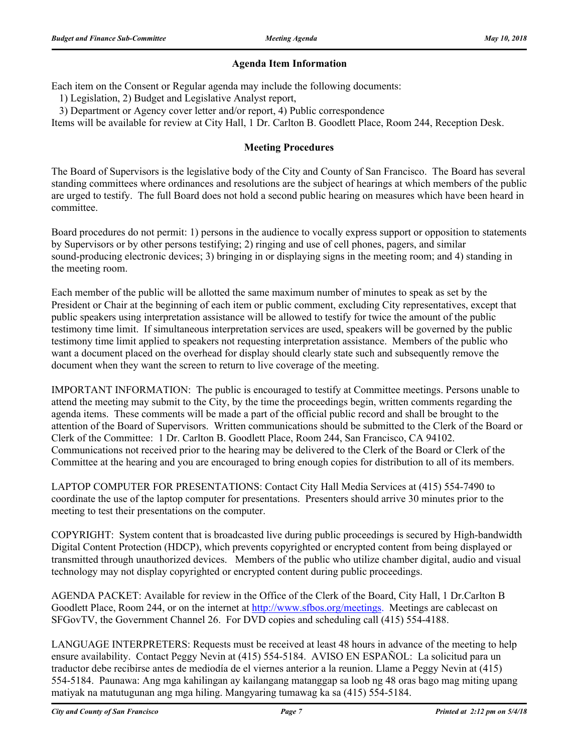## Agenda Item Information

Each item on the Consent or Regular agenda may include the following documents:
1) Legislation, 2) Budget and Legislative Analyst report,
3) Department or Agency cover letter and/or report, 4) Public correspondence
Items will be available for review at City Hall, 1 Dr. Carlton B. Goodlett Place, Room 244, Reception Desk.

## Meeting Procedures

The Board of Supervisors is the legislative body of the City and County of San Francisco. The Board has several standing committees where ordinances and resolutions are the subject of hearings at which members of the public are urged to testify. The full Board does not hold a second public hearing on measures which have been heard in committee.

Board procedures do not permit: 1) persons in the audience to vocally express support or opposition to statements by Supervisors or by other persons testifying; 2) ringing and use of cell phones, pagers, and similar sound-producing electronic devices; 3) bringing in or displaying signs in the meeting room; and 4) standing in the meeting room.

Each member of the public will be allotted the same maximum number of minutes to speak as set by the President or Chair at the beginning of each item or public comment, excluding City representatives, except that public speakers using interpretation assistance will be allowed to testify for twice the amount of the public testimony time limit. If simultaneous interpretation services are used, speakers will be governed by the public testimony time limit applied to speakers not requesting interpretation assistance. Members of the public who want a document placed on the overhead for display should clearly state such and subsequently remove the document when they want the screen to return to live coverage of the meeting.

IMPORTANT INFORMATION: The public is encouraged to testify at Committee meetings. Persons unable to attend the meeting may submit to the City, by the time the proceedings begin, written comments regarding the agenda items. These comments will be made a part of the official public record and shall be brought to the attention of the Board of Supervisors. Written communications should be submitted to the Clerk of the Board or Clerk of the Committee: 1 Dr. Carlton B. Goodlett Place, Room 244, San Francisco, CA 94102. Communications not received prior to the hearing may be delivered to the Clerk of the Board or Clerk of the Committee at the hearing and you are encouraged to bring enough copies for distribution to all of its members.

LAPTOP COMPUTER FOR PRESENTATIONS: Contact City Hall Media Services at (415) 554-7490 to coordinate the use of the laptop computer for presentations. Presenters should arrive 30 minutes prior to the meeting to test their presentations on the computer.

COPYRIGHT: System content that is broadcasted live during public proceedings is secured by High-bandwidth Digital Content Protection (HDCP), which prevents copyrighted or encrypted content from being displayed or transmitted through unauthorized devices. Members of the public who utilize chamber digital, audio and visual technology may not display copyrighted or encrypted content during public proceedings.

AGENDA PACKET: Available for review in the Office of the Clerk of the Board, City Hall, 1 Dr.Carlton B Goodlett Place, Room 244, or on the internet at http://www.sfbos.org/meetings. Meetings are cablecast on SFGovTV, the Government Channel 26. For DVD copies and scheduling call (415) 554-4188.

LANGUAGE INTERPRETERS: Requests must be received at least 48 hours in advance of the meeting to help ensure availability. Contact Peggy Nevin at (415) 554-5184. AVISO EN ESPAÑOL: La solicitud para un traductor debe recibirse antes de mediodía de el viernes anterior a la reunion. Llame a Peggy Nevin at (415) 554-5184. Paunawa: Ang mga kahilingan ay kailangang matanggap sa loob ng 48 oras bago mag miting upang matiyak na matutugunan ang mga hiling. Mangyaring tumawag ka sa (415) 554-5184.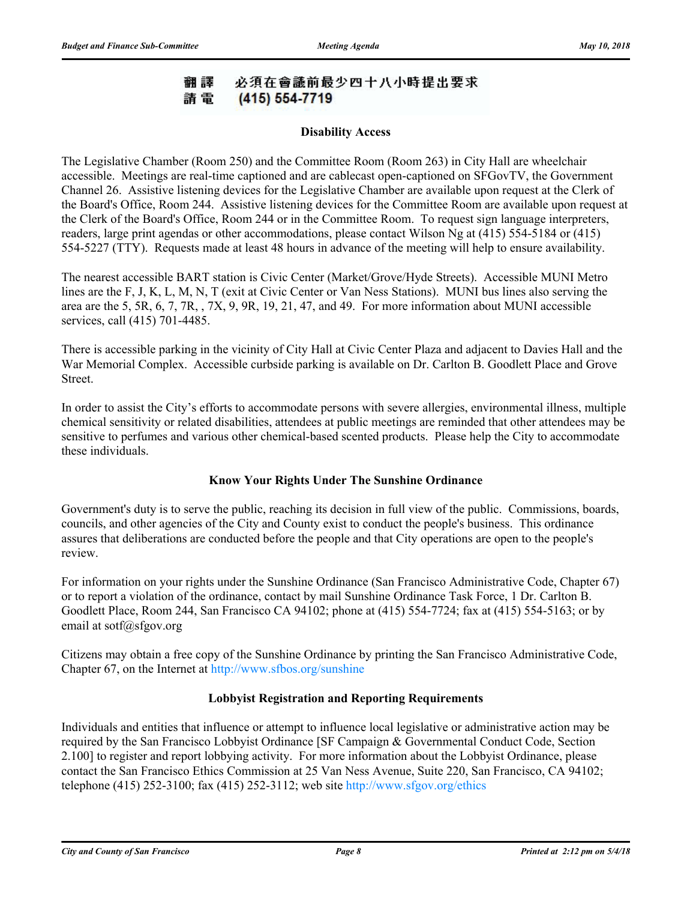翻譯　必須在會議前最少四十八小時提出要求
請電　(415) 554-7719

## Disability Access

The Legislative Chamber (Room 250) and the Committee Room (Room 263) in City Hall are wheelchair accessible. Meetings are real-time captioned and are cablecast open-captioned on SFGovTV, the Government Channel 26. Assistive listening devices for the Legislative Chamber are available upon request at the Clerk of the Board's Office, Room 244. Assistive listening devices for the Committee Room are available upon request at the Clerk of the Board's Office, Room 244 or in the Committee Room. To request sign language interpreters, readers, large print agendas or other accommodations, please contact Wilson Ng at (415) 554-5184 or (415) 554-5227 (TTY). Requests made at least 48 hours in advance of the meeting will help to ensure availability.

The nearest accessible BART station is Civic Center (Market/Grove/Hyde Streets). Accessible MUNI Metro lines are the F, J, K, L, M, N, T (exit at Civic Center or Van Ness Stations). MUNI bus lines also serving the area are the 5, 5R, 6, 7, 7R, , 7X, 9, 9R, 19, 21, 47, and 49. For more information about MUNI accessible services, call (415) 701-4485.

There is accessible parking in the vicinity of City Hall at Civic Center Plaza and adjacent to Davies Hall and the War Memorial Complex. Accessible curbside parking is available on Dr. Carlton B. Goodlett Place and Grove Street.

In order to assist the City's efforts to accommodate persons with severe allergies, environmental illness, multiple chemical sensitivity or related disabilities, attendees at public meetings are reminded that other attendees may be sensitive to perfumes and various other chemical-based scented products. Please help the City to accommodate these individuals.

## Know Your Rights Under The Sunshine Ordinance

Government's duty is to serve the public, reaching its decision in full view of the public. Commissions, boards, councils, and other agencies of the City and County exist to conduct the people's business. This ordinance assures that deliberations are conducted before the people and that City operations are open to the people's review.

For information on your rights under the Sunshine Ordinance (San Francisco Administrative Code, Chapter 67) or to report a violation of the ordinance, contact by mail Sunshine Ordinance Task Force, 1 Dr. Carlton B. Goodlett Place, Room 244, San Francisco CA 94102; phone at (415) 554-7724; fax at (415) 554-5163; or by email at sotf@sfgov.org

Citizens may obtain a free copy of the Sunshine Ordinance by printing the San Francisco Administrative Code, Chapter 67, on the Internet at http://www.sfbos.org/sunshine

## Lobbyist Registration and Reporting Requirements

Individuals and entities that influence or attempt to influence local legislative or administrative action may be required by the San Francisco Lobbyist Ordinance [SF Campaign & Governmental Conduct Code, Section 2.100] to register and report lobbying activity. For more information about the Lobbyist Ordinance, please contact the San Francisco Ethics Commission at 25 Van Ness Avenue, Suite 220, San Francisco, CA 94102; telephone (415) 252-3100; fax (415) 252-3112; web site http://www.sfgov.org/ethics